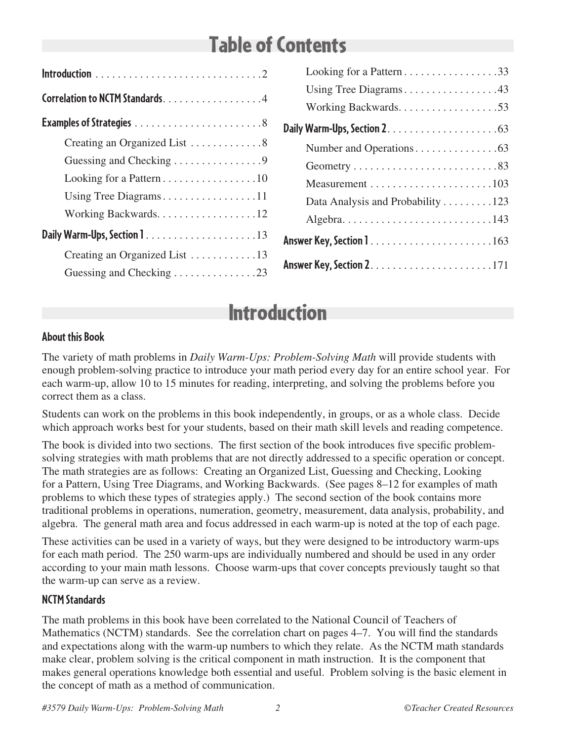# Table of Contents

**Introduction** . . . . . . . . . . . . . . . . . . . . . . . . . . . . . .2

**Correlation to NCTM Standards**. . . . . . . . . . . . . . . . . .4

**Examples of Strategies** . . . . . . . . . . . . . . . . . . . . . . . .8

- Creating an Organized List . . . . . . . . . . . . .8
- Guessing and Checking . . . . . . . . . . . . . . . .9
- Looking for a Pattern . . . . . . . . . . . . . . . . .10
- Using Tree Diagrams . . . . . . . . . . . . . . . . .11
- Working Backwards. . . . . . . . . . . . . . . . . .12

**Daily Warm-Ups, Section 1** . . . . . . . . . . . . . . . . . . . .13

- Creating an Organized List . . . . . . . . . . . .13
- Guessing and Checking . . . . . . . . . . . . . . .23
- Looking for a Pattern . . . . . . . . . . . . . . . . .33
- Using Tree Diagrams . . . . . . . . . . . . . . . . .43
- Working Backwards. . . . . . . . . . . . . . . . . .53

**Daily Warm-Ups, Section 2**. . . . . . . . . . . . . . . . . . . .63

- Number and Operations . . . . . . . . . . . . . . .63
- Geometry . . . . . . . . . . . . . . . . . . . . . . . . . .83
- Measurement . . . . . . . . . . . . . . . . . . . . . .103
- Data Analysis and Probability . . . . . . . . .123
- Algebra. . . . . . . . . . . . . . . . . . . . . . . . . . .143

**Answer Key, Section 1** . . . . . . . . . . . . . . . . . . . . . .163

**Answer Key, Section 2**. . . . . . . . . . . . . . . . . . . . . .171

# Introduction

### About this Book

The variety of math problems in *Daily Warm-Ups: Problem-Solving Math* will provide students with enough problem-solving practice to introduce your math period every day for an entire school year. For each warm-up, allow 10 to 15 minutes for reading, interpreting, and solving the problems before you correct them as a class.

Students can work on the problems in this book independently, in groups, or as a whole class. Decide which approach works best for your students, based on their math skill levels and reading competence.

The book is divided into two sections. The first section of the book introduces five specific problem-solving strategies with math problems that are not directly addressed to a specific operation or concept. The math strategies are as follows: Creating an Organized List, Guessing and Checking, Looking for a Pattern, Using Tree Diagrams, and Working Backwards. (See pages 8–12 for examples of math problems to which these types of strategies apply.) The second section of the book contains more traditional problems in operations, numeration, geometry, measurement, data analysis, probability, and algebra. The general math area and focus addressed in each warm-up is noted at the top of each page.

These activities can be used in a variety of ways, but they were designed to be introductory warm-ups for each math period. The 250 warm-ups are individually numbered and should be used in any order according to your main math lessons. Choose warm-ups that cover concepts previously taught so that the warm-up can serve as a review.

### NCTM Standards

The math problems in this book have been correlated to the National Council of Teachers of Mathematics (NCTM) standards. See the correlation chart on pages 4–7. You will find the standards and expectations along with the warm-up numbers to which they relate. As the NCTM math standards make clear, problem solving is the critical component in math instruction. It is the component that makes general operations knowledge both essential and useful. Problem solving is the basic element in the concept of math as a method of communication.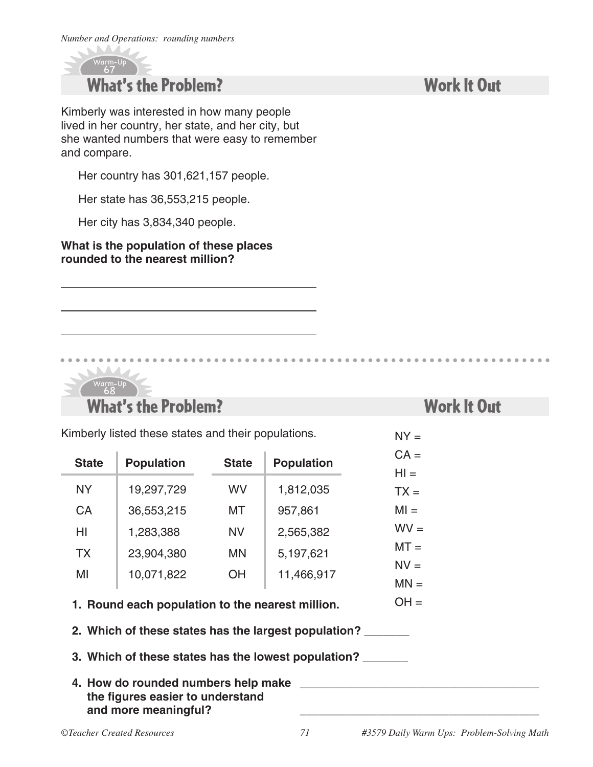*Number and Operations: rounding numbers*

Warm-Up 67

## What's the Problem?

## Work It Out

Kimberly was interested in how many people lived in her country, her state, and her city, but she wanted numbers that were easy to remember and compare.

Her country has 301,621,157 people.

Her state has 36,553,215 people.

Her city has 3,834,340 people.

**What is the population of these places rounded to the nearest million?**

\_\_\_\_\_\_\_\_\_\_\_\_\_\_\_\_\_\_\_\_\_\_\_\_\_\_\_\_\_\_\_\_

\_\_\_\_\_\_\_\_\_\_\_\_\_\_\_\_\_\_\_\_\_\_\_\_\_\_\_\_\_\_\_\_

\_\_\_\_\_\_\_\_\_\_\_\_\_\_\_\_\_\_\_\_\_\_\_\_\_\_\_\_\_\_\_\_

---

Warm-Up 68

## What's the Problem?

## Work It Out

Kimberly listed these states and their populations.

| State | Population | State | Population |
|---|---|---|---|
| NY | 19,297,729 | WV | 1,812,035 |
| CA | 36,553,215 | MT | 957,861 |
| HI | 1,283,388 | NV | 2,565,382 |
| TX | 23,904,380 | MN | 5,197,621 |
| MI | 10,071,822 | OH | 11,466,917 |

NY =

CA =

HI =

TX =

MI =

WV =

MT =

NV =

MN =

OH =

1. **Round each population to the nearest million.**
2. **Which of these states has the largest population?** \_\_\_\_\_\_\_
3. **Which of these states has the lowest population?** \_\_\_\_\_\_\_
4. **How do rounded numbers help make the figures easier to understand and more meaningful?** \_\_\_\_\_\_\_\_\_\_\_\_\_\_\_\_\_\_\_\_\_\_\_\_\_\_\_\_\_\_\_\_

   \_\_\_\_\_\_\_\_\_\_\_\_\_\_\_\_\_\_\_\_\_\_\_\_\_\_\_\_\_\_\_\_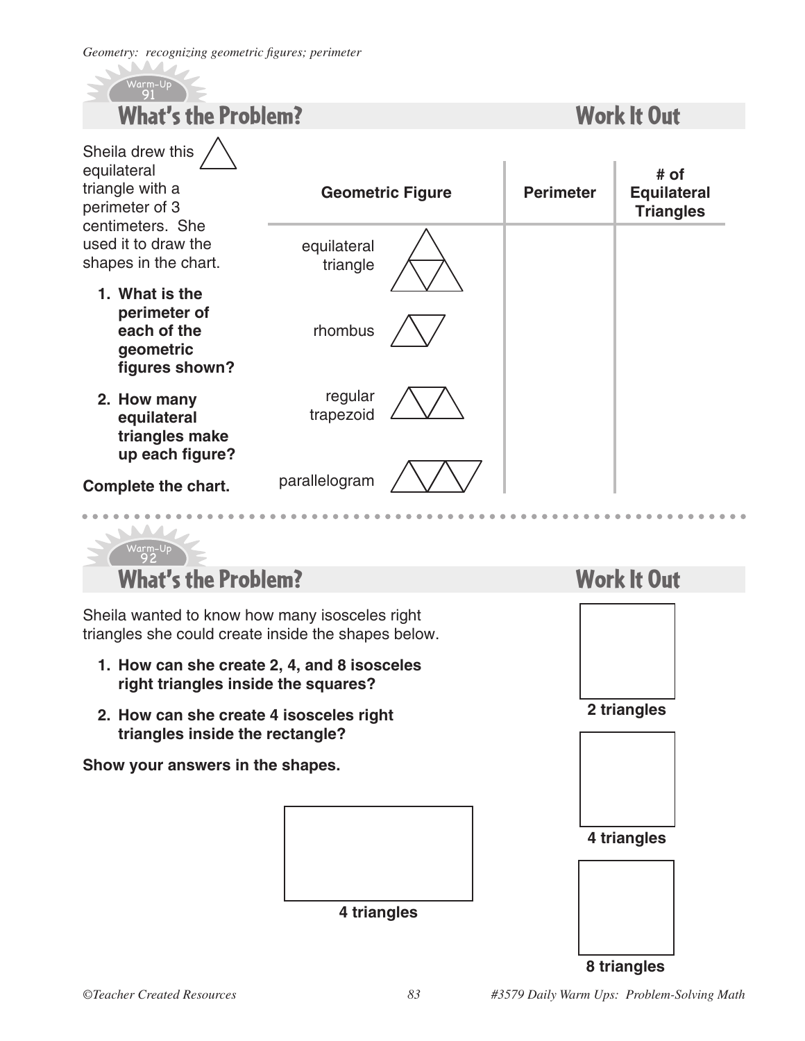*Geometry: recognizing geometric figures; perimeter*

Warm-Up 91

## What's the Problem?

Sheila drew this equilateral triangle with a perimeter of 3 centimeters. She used it to draw the shapes in the chart.

1. **What is the perimeter of each of the geometric figures shown?**
2. **How many equilateral triangles make up each figure?**

**Complete the chart.**

## Work It Out

| Geometric Figure | Perimeter | # of Equilateral Triangles |
|---|---|---|
| equilateral triangle | | |
| rhombus | | |
| regular trapezoid | | |
| parallelogram | | |

Warm-Up 92

## What's the Problem?

Sheila wanted to know how many isosceles right triangles she could create inside the shapes below.

1. **How can she create 2, 4, and 8 isosceles right triangles inside the squares?**
2. **How can she create 4 isosceles right triangles inside the rectangle?**

**Show your answers in the shapes.**

## Work It Out

**2 triangles**

**4 triangles**

**8 triangles**

**4 triangles**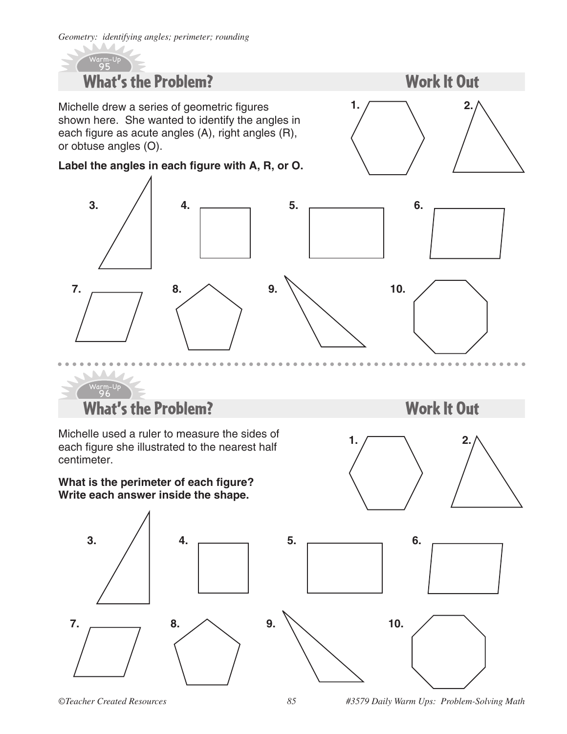*Geometry: identifying angles; perimeter; rounding*

Warm-Up 95

## What's the Problem?

## Work It Out

Michelle drew a series of geometric figures shown here. She wanted to identify the angles in each figure as acute angles (A), right angles (R), or obtuse angles (O).

**Label the angles in each figure with A, R, or O.**

1. 2. 3. 4. 5. 6. 7. 8. 9. 10.

Warm-Up 96

## What's the Problem?

## Work It Out

Michelle used a ruler to measure the sides of each figure she illustrated to the nearest half centimeter.

**What is the perimeter of each figure? Write each answer inside the shape.**

1. 2. 3. 4. 5. 6. 7. 8. 9. 10.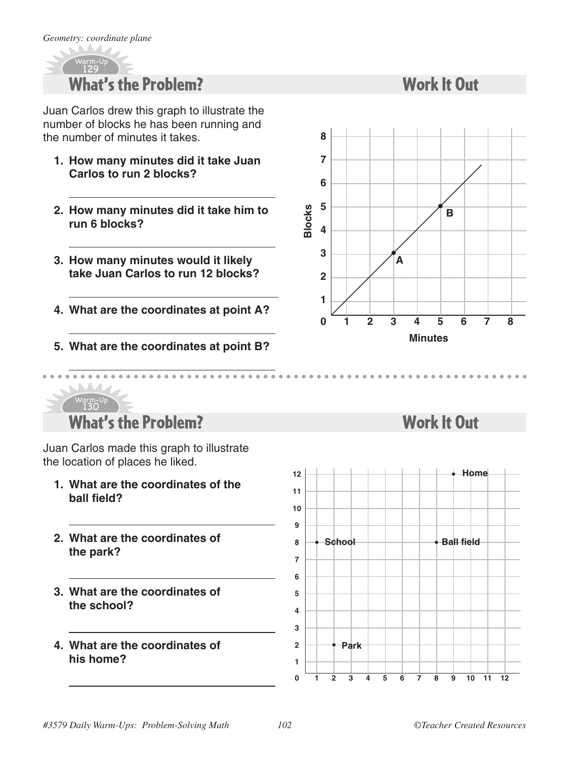*Geometry: coordinate plane*

Warm-Up 129

## What's the Problem?

## Work It Out

Juan Carlos drew this graph to illustrate the number of blocks he has been running and the number of minutes it takes.

1. **How many minutes did it take Juan Carlos to run 2 blocks?**

   ______________________

2. **How many minutes did it take him to run 6 blocks?**

   ______________________

3. **How many minutes would it likely take Juan Carlos to run 12 blocks?**

   ______________________

4. **What are the coordinates at point A?**

   ______________________

5. **What are the coordinates at point B?**

   ______________________

Blocks

8
7
6
5
4
3
2
1
0

1 2 3 4 5 6 7 8

Minutes

A

B

Warm-Up 130

## What's the Problem?

## Work It Out

Juan Carlos made this graph to illustrate the location of places he liked.

1. **What are the coordinates of the ball field?**

   ______________________

2. **What are the coordinates of the park?**

   ______________________

3. **What are the coordinates of the school?**

   ______________________

4. **What are the coordinates of his home?**

   ______________________

12
11
10
9
8
7
6
5
4
3
2
1
0

1 2 3 4 5 6 7 8 9 10 11 12

Home

School

Ball field

Park